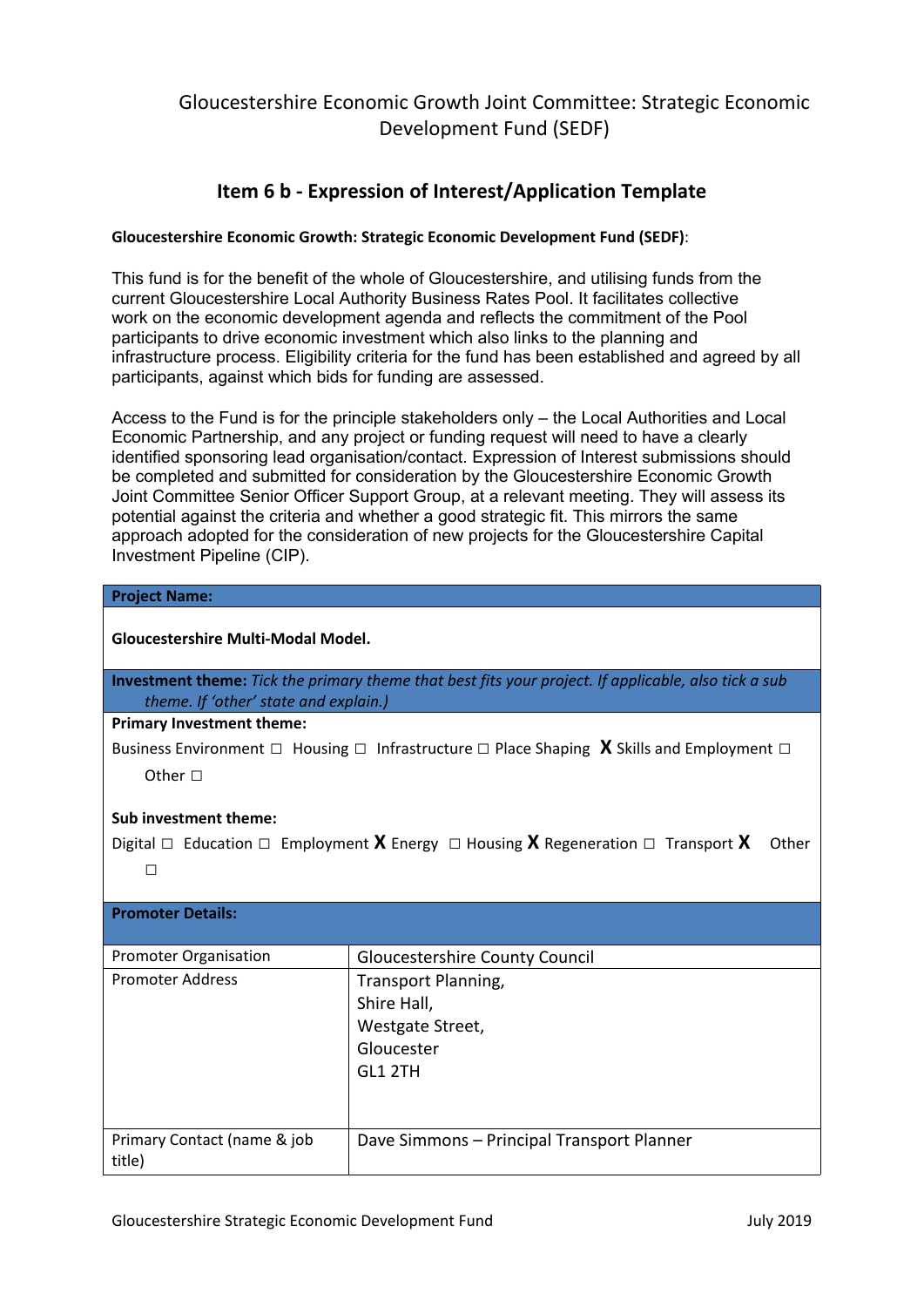# Gloucestershire Economic Growth Joint Committee: Strategic Economic Development Fund (SEDF)

## Item 6 b - Expression of Interest/Application Template

**Gloucestershire Economic Growth: Strategic Economic Development Fund (SEDF)**:

This fund is for the benefit of the whole of Gloucestershire, and utilising funds from the current Gloucestershire Local Authority Business Rates Pool. It facilitates collective work on the economic development agenda and reflects the commitment of the Pool participants to drive economic investment which also links to the planning and infrastructure process. Eligibility criteria for the fund has been established and agreed by all participants, against which bids for funding are assessed.

Access to the Fund is for the principle stakeholders only – the Local Authorities and Local Economic Partnership, and any project or funding request will need to have a clearly identified sponsoring lead organisation/contact. Expression of Interest submissions should be completed and submitted for consideration by the Gloucestershire Economic Growth Joint Committee Senior Officer Support Group, at a relevant meeting. They will assess its potential against the criteria and whether a good strategic fit. This mirrors the same approach adopted for the consideration of new projects for the Gloucestershire Capital Investment Pipeline (CIP).

| **Project Name:** | |
|---|---|
| **Gloucestershire Multi-Modal Model.** | |
| **Investment theme:** *Tick the primary theme that best fits your project. If applicable, also tick a sub theme. If 'other' state and explain.)* | |
| **Primary Investment theme:**<br>Business Environment ☐ Housing ☐ Infrastructure ☐ Place Shaping **X** Skills and Employment ☐ Other ☐<br><br>**Sub investment theme:**<br>Digital ☐ Education ☐ Employment **X** Energy ☐ Housing **X** Regeneration ☐ Transport **X** Other ☐ | |
| **Promoter Details:** | |
| Promoter Organisation | Gloucestershire County Council |
| Promoter Address | Transport Planning,<br>Shire Hall,<br>Westgate Street,<br>Gloucester<br>GL1 2TH |
| Primary Contact (name & job title) | Dave Simmons – Principal Transport Planner |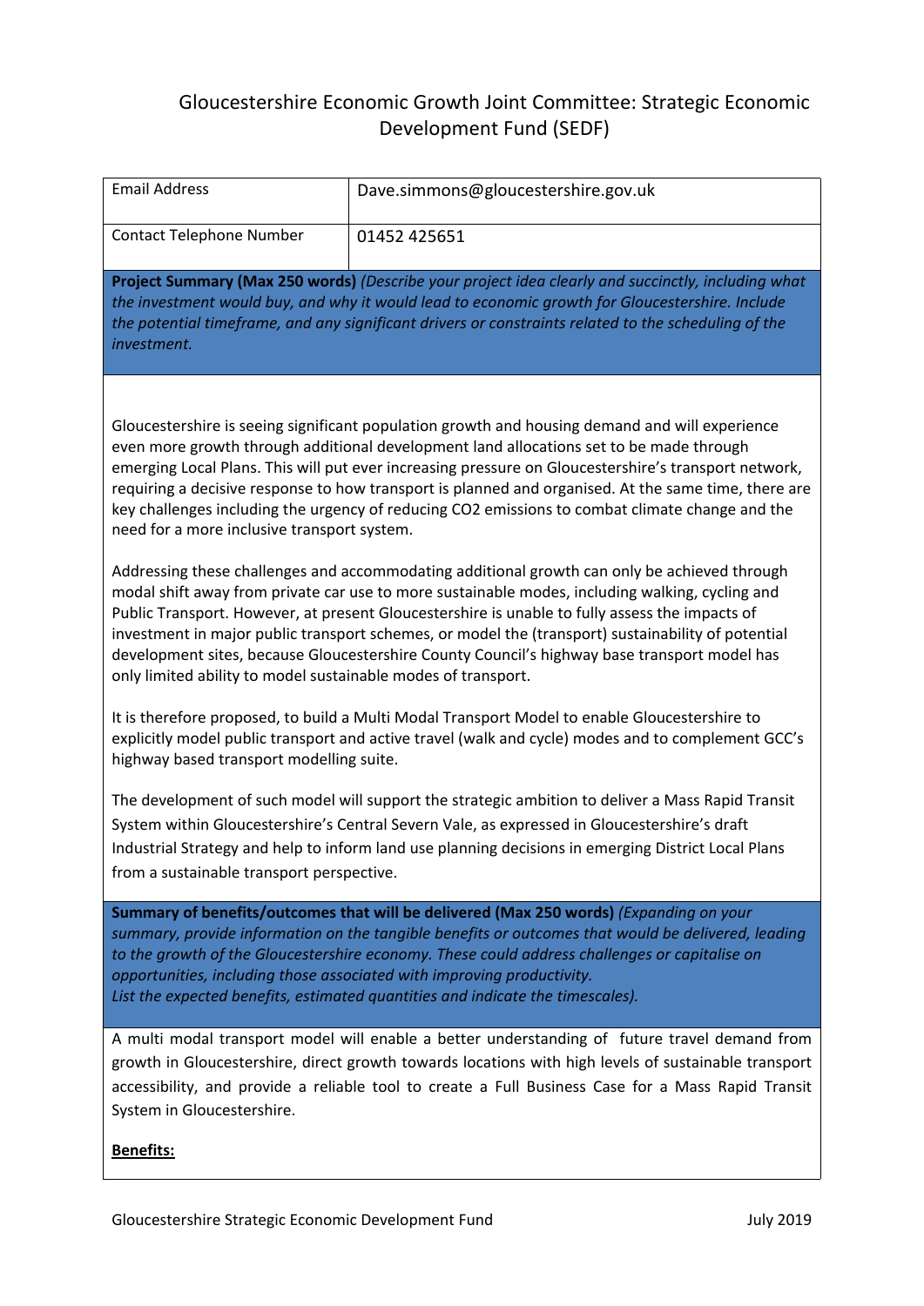# Gloucestershire Economic Growth Joint Committee: Strategic Economic Development Fund (SEDF)

| Email Address | Dave.simmons@gloucestershire.gov.uk |
|---|---|
| Contact Telephone Number | 01452 425651 |

**Project Summary (Max 250 words)** *(Describe your project idea clearly and succinctly, including what the investment would buy, and why it would lead to economic growth for Gloucestershire. Include the potential timeframe, and any significant drivers or constraints related to the scheduling of the investment.*

Gloucestershire is seeing significant population growth and housing demand and will experience even more growth through additional development land allocations set to be made through emerging Local Plans. This will put ever increasing pressure on Gloucestershire's transport network, requiring a decisive response to how transport is planned and organised. At the same time, there are key challenges including the urgency of reducing $CO_2$ emissions to combat climate change and the need for a more inclusive transport system.

Addressing these challenges and accommodating additional growth can only be achieved through modal shift away from private car use to more sustainable modes, including walking, cycling and Public Transport. However, at present Gloucestershire is unable to fully assess the impacts of investment in major public transport schemes, or model the (transport) sustainability of potential development sites, because Gloucestershire County Council's highway base transport model has only limited ability to model sustainable modes of transport.

It is therefore proposed, to build a Multi Modal Transport Model to enable Gloucestershire to explicitly model public transport and active travel (walk and cycle) modes and to complement GCC's highway based transport modelling suite.

The development of such model will support the strategic ambition to deliver a Mass Rapid Transit System within Gloucestershire's Central Severn Vale, as expressed in Gloucestershire's draft Industrial Strategy and help to inform land use planning decisions in emerging District Local Plans from a sustainable transport perspective.

**Summary of benefits/outcomes that will be delivered (Max 250 words)** *(Expanding on your summary, provide information on the tangible benefits or outcomes that would be delivered, leading to the growth of the Gloucestershire economy. These could address challenges or capitalise on opportunities, including those associated with improving productivity. List the expected benefits, estimated quantities and indicate the timescales).*

A multi modal transport model will enable a better understanding of future travel demand from growth in Gloucestershire, direct growth towards locations with high levels of sustainable transport accessibility, and provide a reliable tool to create a Full Business Case for a Mass Rapid Transit System in Gloucestershire.

**Benefits:**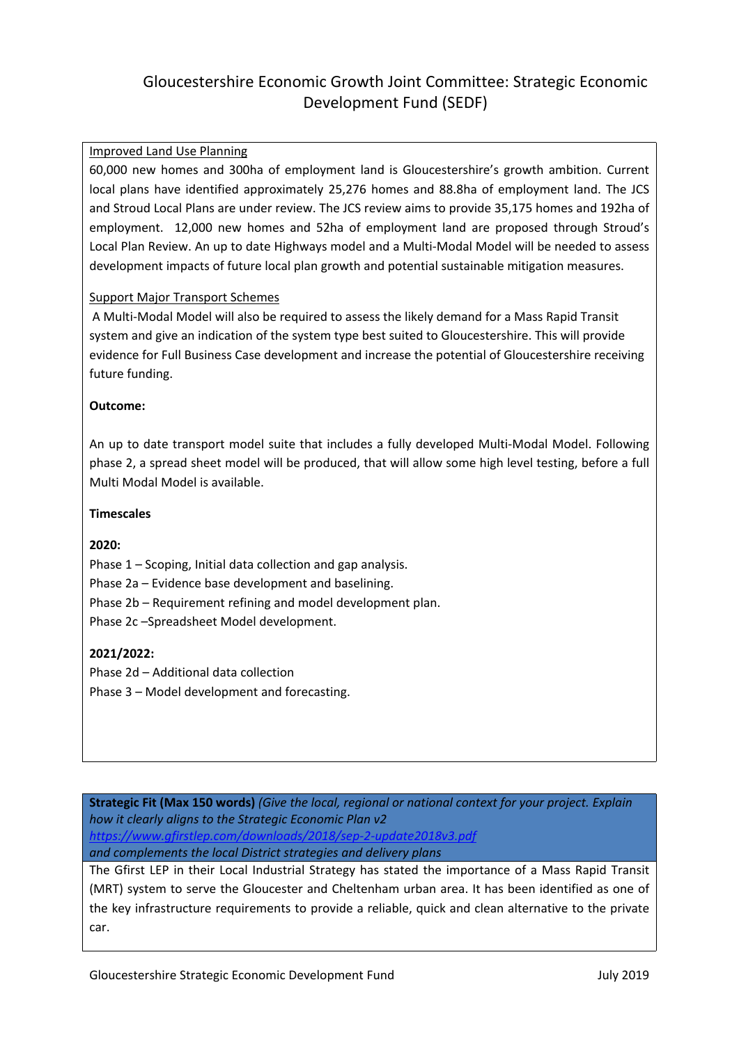# Gloucestershire Economic Growth Joint Committee: Strategic Economic Development Fund (SEDF)

Improved Land Use Planning

60,000 new homes and 300ha of employment land is Gloucestershire's growth ambition. Current local plans have identified approximately 25,276 homes and 88.8ha of employment land. The JCS and Stroud Local Plans are under review. The JCS review aims to provide 35,175 homes and 192ha of employment. 12,000 new homes and 52ha of employment land are proposed through Stroud's Local Plan Review. An up to date Highways model and a Multi-Modal Model will be needed to assess development impacts of future local plan growth and potential sustainable mitigation measures.

Support Major Transport Schemes

A Multi-Modal Model will also be required to assess the likely demand for a Mass Rapid Transit system and give an indication of the system type best suited to Gloucestershire. This will provide evidence for Full Business Case development and increase the potential of Gloucestershire receiving future funding.

**Outcome:**

An up to date transport model suite that includes a fully developed Multi-Modal Model. Following phase 2, a spread sheet model will be produced, that will allow some high level testing, before a full Multi Modal Model is available.

**Timescales**

**2020:**

Phase 1 – Scoping, Initial data collection and gap analysis.
Phase 2a – Evidence base development and baselining.
Phase 2b – Requirement refining and model development plan.
Phase 2c –Spreadsheet Model development.

**2021/2022:**

Phase 2d – Additional data collection
Phase 3 – Model development and forecasting.

**Strategic Fit (Max 150 words)** *(Give the local, regional or national context for your project. Explain how it clearly aligns to the Strategic Economic Plan v2 https://www.gfirstlep.com/downloads/2018/sep-2-update2018v3.pdf and complements the local District strategies and delivery plans*

The Gfirst LEP in their Local Industrial Strategy has stated the importance of a Mass Rapid Transit (MRT) system to serve the Gloucester and Cheltenham urban area. It has been identified as one of the key infrastructure requirements to provide a reliable, quick and clean alternative to the private car.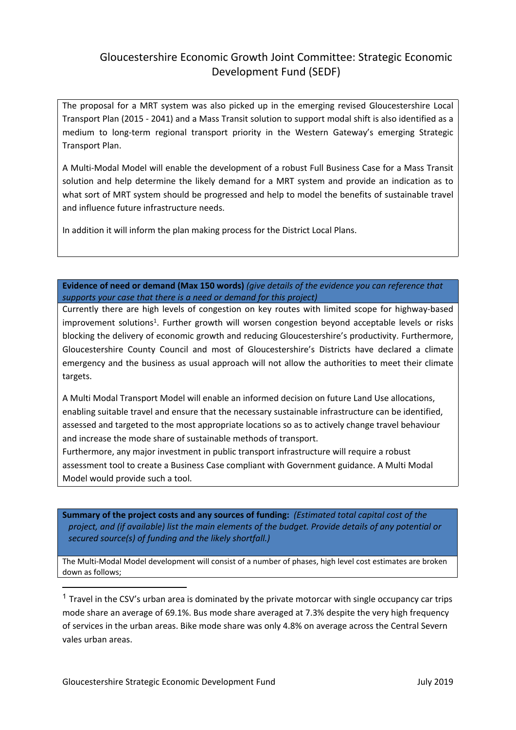The proposal for a MRT system was also picked up in the emerging revised Gloucestershire Local Transport Plan (2015 - 2041) and a Mass Transit solution to support modal shift is also identified as a medium to long-term regional transport priority in the Western Gateway's emerging Strategic Transport Plan.

A Multi-Modal Model will enable the development of a robust Full Business Case for a Mass Transit solution and help determine the likely demand for a MRT system and provide an indication as to what sort of MRT system should be progressed and help to model the benefits of sustainable travel and influence future infrastructure needs.

In addition it will inform the plan making process for the District Local Plans.

**Evidence of need or demand (Max 150 words)** *(give details of the evidence you can reference that supports your case that there is a need or demand for this project)*

Currently there are high levels of congestion on key routes with limited scope for highway-based improvement solutions[1]. Further growth will worsen congestion beyond acceptable levels or risks blocking the delivery of economic growth and reducing Gloucestershire's productivity. Furthermore, Gloucestershire County Council and most of Gloucestershire's Districts have declared a climate emergency and the business as usual approach will not allow the authorities to meet their climate targets.

A Multi Modal Transport Model will enable an informed decision on future Land Use allocations, enabling suitable travel and ensure that the necessary sustainable infrastructure can be identified, assessed and targeted to the most appropriate locations so as to actively change travel behaviour and increase the mode share of sustainable methods of transport.

Furthermore, any major investment in public transport infrastructure will require a robust assessment tool to create a Business Case compliant with Government guidance. A Multi Modal Model would provide such a tool.

**Summary of the project costs and any sources of funding:** *(Estimated total capital cost of the project, and (if available) list the main elements of the budget. Provide details of any potential or secured source(s) of funding and the likely shortfall.)*

The Multi-Modal Model development will consist of a number of phases, high level cost estimates are broken down as follows;

[1] Travel in the CSV's urban area is dominated by the private motorcar with single occupancy car trips mode share an average of 69.1%. Bus mode share averaged at 7.3% despite the very high frequency of services in the urban areas. Bike mode share was only 4.8% on average across the Central Severn vales urban areas.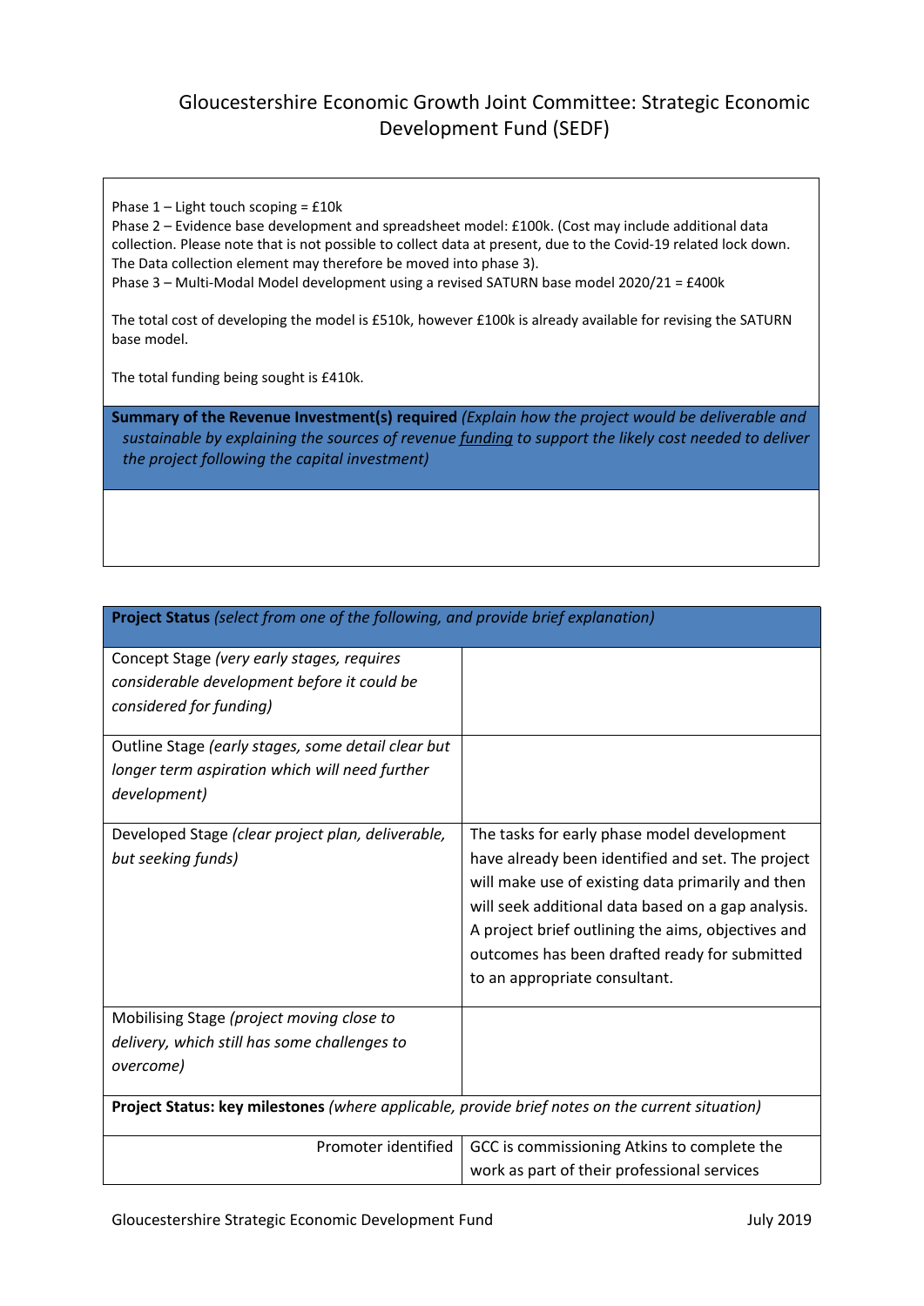# Gloucestershire Economic Growth Joint Committee: Strategic Economic Development Fund (SEDF)

Phase 1 – Light touch scoping = £10k
Phase 2 – Evidence base development and spreadsheet model: £100k. (Cost may include additional data collection. Please note that is not possible to collect data at present, due to the Covid-19 related lock down. The Data collection element may therefore be moved into phase 3).
Phase 3 – Multi-Modal Model development using a revised SATURN base model 2020/21 = £400k

The total cost of developing the model is £510k, however £100k is already available for revising the SATURN base model.

The total funding being sought is £410k.

| **Summary of the Revenue Investment(s) required** *(Explain how the project would be deliverable and sustainable by explaining the sources of revenue funding to support the likely cost needed to deliver the project following the capital investment)* |
|---|
| |

| **Project Status** *(select from one of the following, and provide brief explanation)* | |
|---|---|
| Concept Stage *(very early stages, requires considerable development before it could be considered for funding)* | |
| Outline Stage *(early stages, some detail clear but longer term aspiration which will need further development)* | |
| Developed Stage *(clear project plan, deliverable, but seeking funds)* | The tasks for early phase model development have already been identified and set. The project will make use of existing data primarily and then will seek additional data based on a gap analysis. A project brief outlining the aims, objectives and outcomes has been drafted ready for submitted to an appropriate consultant. |
| Mobilising Stage *(project moving close to delivery, which still has some challenges to overcome)* | |
| **Project Status: key milestones** *(where applicable, provide brief notes on the current situation)* | |
| Promoter identified | GCC is commissioning Atkins to complete the work as part of their professional services |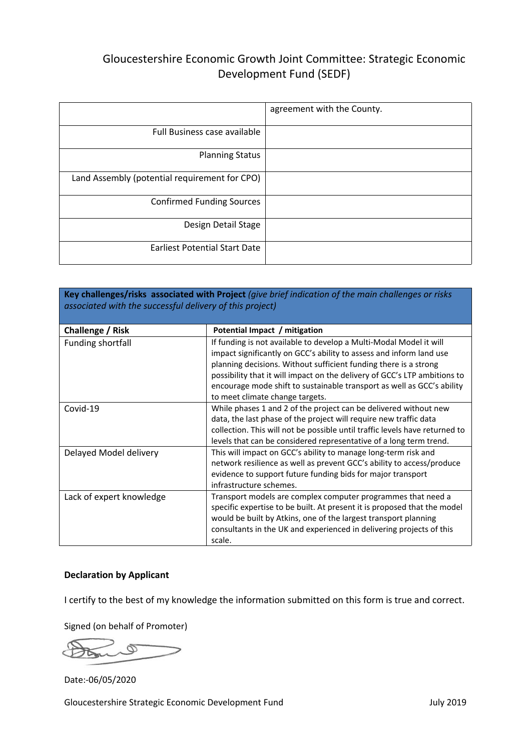# Gloucestershire Economic Growth Joint Committee: Strategic Economic Development Fund (SEDF)

| | |
|---|---|
| | agreement with the County. |
| Full Business case available | |
| Planning Status | |
| Land Assembly (potential requirement for CPO) | |
| Confirmed Funding Sources | |
| Design Detail Stage | |
| Earliest Potential Start Date | |

**Key challenges/risks associated with Project** *(give brief indication of the main challenges or risks associated with the successful delivery of this project)*

| Challenge / Risk | Potential Impact / mitigation |
|---|---|
| Funding shortfall | If funding is not available to develop a Multi-Modal Model it will impact significantly on GCC's ability to assess and inform land use planning decisions. Without sufficient funding there is a strong possibility that it will impact on the delivery of GCC's LTP ambitions to encourage mode shift to sustainable transport as well as GCC's ability to meet climate change targets. |
| Covid-19 | While phases 1 and 2 of the project can be delivered without new data, the last phase of the project will require new traffic data collection. This will not be possible until traffic levels have returned to levels that can be considered representative of a long term trend. |
| Delayed Model delivery | This will impact on GCC's ability to manage long-term risk and network resilience as well as prevent GCC's ability to access/produce evidence to support future funding bids for major transport infrastructure schemes. |
| Lack of expert knowledge | Transport models are complex computer programmes that need a specific expertise to be built. At present it is proposed that the model would be built by Atkins, one of the largest transport planning consultants in the UK and experienced in delivering projects of this scale. |

**Declaration by Applicant**

I certify to the best of my knowledge the information submitted on this form is true and correct.

Signed (on behalf of Promoter)

Date:-06/05/2020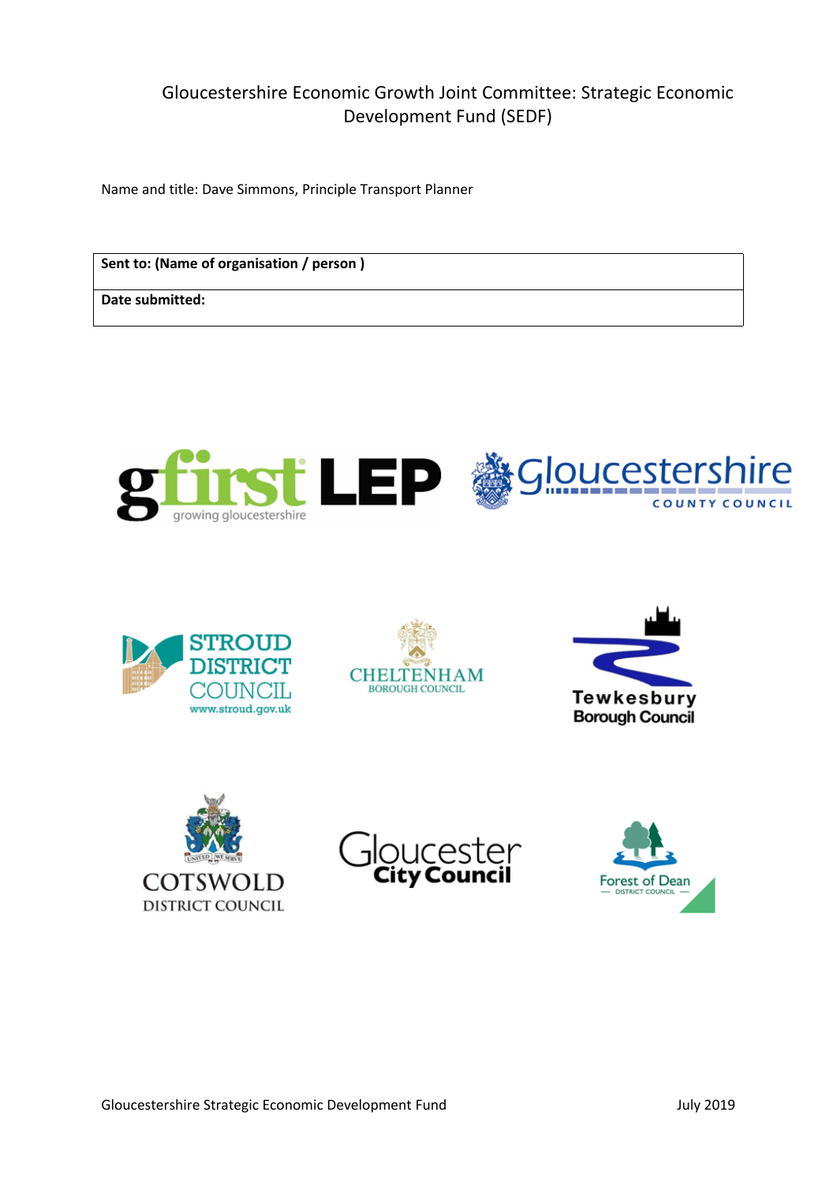Gloucestershire Economic Growth Joint Committee: Strategic Economic Development Fund (SEDF)

Name and title: Dave Simmons, Principle Transport Planner

| | |
|---|---|
| **Sent to: (Name of organisation / person )** | |
| **Date submitted:** | |

Gloucestershire Strategic Economic Development Fund

July 2019